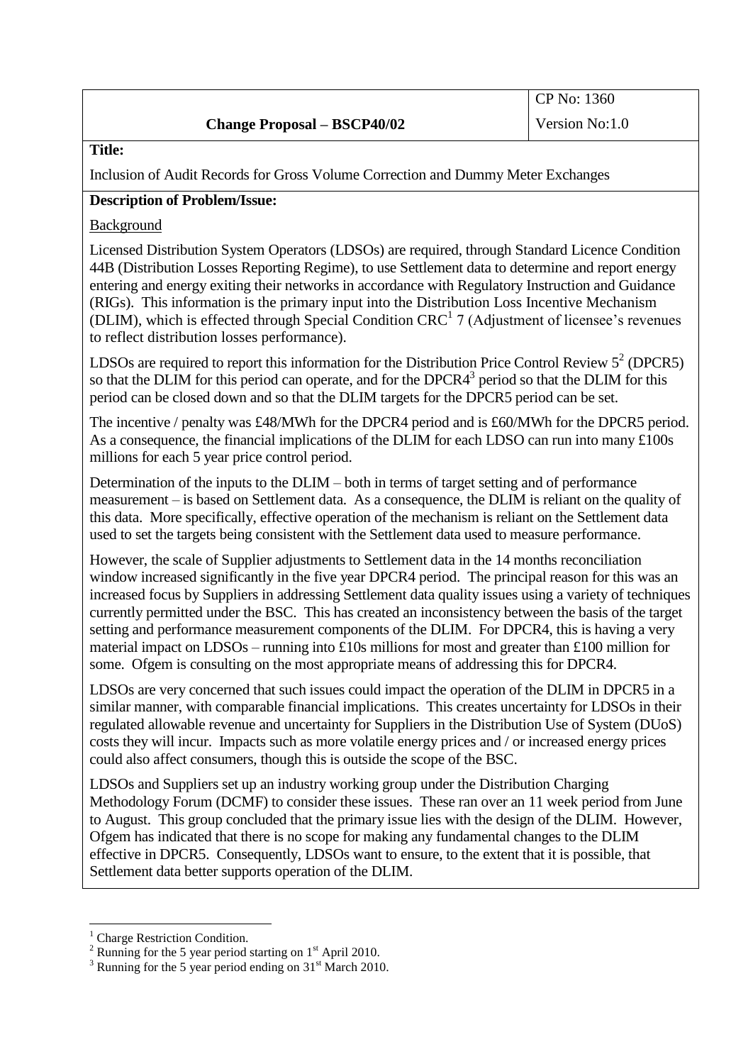| Change Proposal – BSCP40/02 | CP No: 1360 |
| --- | --- |
| | Version No:1.0 |

**Title:**

Inclusion of Audit Records for Gross Volume Correction and Dummy Meter Exchanges

**Description of Problem/Issue:**

Background

Licensed Distribution System Operators (LDSOs) are required, through Standard Licence Condition 44B (Distribution Losses Reporting Regime), to use Settlement data to determine and report energy entering and energy exiting their networks in accordance with Regulatory Instruction and Guidance (RIGs). This information is the primary input into the Distribution Loss Incentive Mechanism (DLIM), which is effected through Special Condition CRC[1] 7 (Adjustment of licensee's revenues to reflect distribution losses performance).

LDSOs are required to report this information for the Distribution Price Control Review 5[2] (DPCR5) so that the DLIM for this period can operate, and for the DPCR4[3] period so that the DLIM for this period can be closed down and so that the DLIM targets for the DPCR5 period can be set.

The incentive / penalty was £48/MWh for the DPCR4 period and is £60/MWh for the DPCR5 period. As a consequence, the financial implications of the DLIM for each LDSO can run into many £100s millions for each 5 year price control period.

Determination of the inputs to the DLIM – both in terms of target setting and of performance measurement – is based on Settlement data. As a consequence, the DLIM is reliant on the quality of this data. More specifically, effective operation of the mechanism is reliant on the Settlement data used to set the targets being consistent with the Settlement data used to measure performance.

However, the scale of Supplier adjustments to Settlement data in the 14 months reconciliation window increased significantly in the five year DPCR4 period. The principal reason for this was an increased focus by Suppliers in addressing Settlement data quality issues using a variety of techniques currently permitted under the BSC. This has created an inconsistency between the basis of the target setting and performance measurement components of the DLIM. For DPCR4, this is having a very material impact on LDSOs – running into £10s millions for most and greater than £100 million for some. Ofgem is consulting on the most appropriate means of addressing this for DPCR4.

LDSOs are very concerned that such issues could impact the operation of the DLIM in DPCR5 in a similar manner, with comparable financial implications. This creates uncertainty for LDSOs in their regulated allowable revenue and uncertainty for Suppliers in the Distribution Use of System (DUoS) costs they will incur. Impacts such as more volatile energy prices and / or increased energy prices could also affect consumers, though this is outside the scope of the BSC.

LDSOs and Suppliers set up an industry working group under the Distribution Charging Methodology Forum (DCMF) to consider these issues. These ran over an 11 week period from June to August. This group concluded that the primary issue lies with the design of the DLIM. However, Ofgem has indicated that there is no scope for making any fundamental changes to the DLIM effective in DPCR5. Consequently, LDSOs want to ensure, to the extent that it is possible, that Settlement data better supports operation of the DLIM.

---

[1] Charge Restriction Condition.

[2] Running for the 5 year period starting on 1st April 2010.

[3] Running for the 5 year period ending on 31st March 2010.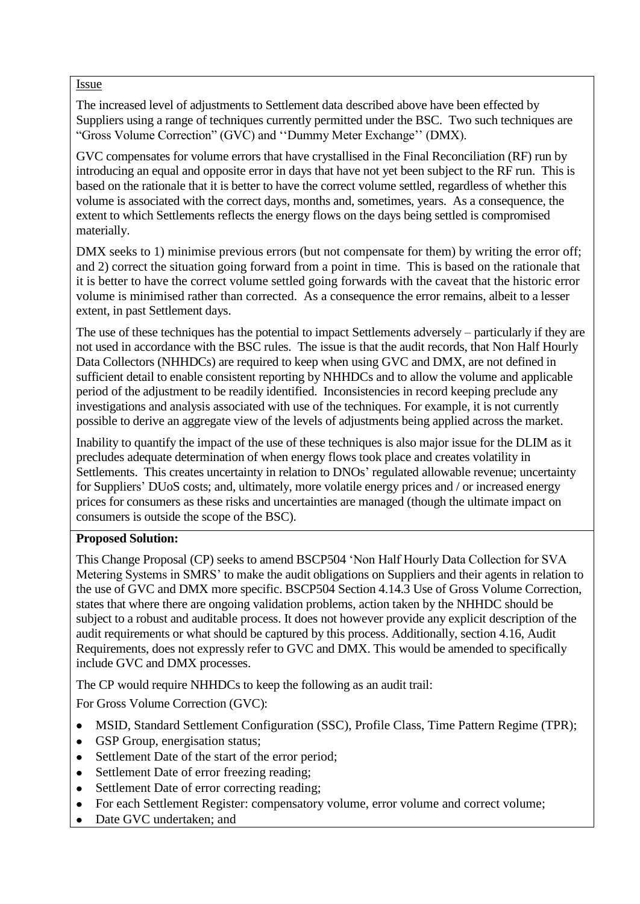Issue

The increased level of adjustments to Settlement data described above have been effected by Suppliers using a range of techniques currently permitted under the BSC. Two such techniques are "Gross Volume Correction" (GVC) and ''Dummy Meter Exchange'' (DMX).

GVC compensates for volume errors that have crystallised in the Final Reconciliation (RF) run by introducing an equal and opposite error in days that have not yet been subject to the RF run. This is based on the rationale that it is better to have the correct volume settled, regardless of whether this volume is associated with the correct days, months and, sometimes, years. As a consequence, the extent to which Settlements reflects the energy flows on the days being settled is compromised materially.

DMX seeks to 1) minimise previous errors (but not compensate for them) by writing the error off; and 2) correct the situation going forward from a point in time. This is based on the rationale that it is better to have the correct volume settled going forwards with the caveat that the historic error volume is minimised rather than corrected. As a consequence the error remains, albeit to a lesser extent, in past Settlement days.

The use of these techniques has the potential to impact Settlements adversely – particularly if they are not used in accordance with the BSC rules. The issue is that the audit records, that Non Half Hourly Data Collectors (NHHDCs) are required to keep when using GVC and DMX, are not defined in sufficient detail to enable consistent reporting by NHHDCs and to allow the volume and applicable period of the adjustment to be readily identified. Inconsistencies in record keeping preclude any investigations and analysis associated with use of the techniques. For example, it is not currently possible to derive an aggregate view of the levels of adjustments being applied across the market.

Inability to quantify the impact of the use of these techniques is also major issue for the DLIM as it precludes adequate determination of when energy flows took place and creates volatility in Settlements. This creates uncertainty in relation to DNOs' regulated allowable revenue; uncertainty for Suppliers' DUoS costs; and, ultimately, more volatile energy prices and / or increased energy prices for consumers as these risks and uncertainties are managed (though the ultimate impact on consumers is outside the scope of the BSC).

**Proposed Solution:**

This Change Proposal (CP) seeks to amend BSCP504 'Non Half Hourly Data Collection for SVA Metering Systems in SMRS' to make the audit obligations on Suppliers and their agents in relation to the use of GVC and DMX more specific. BSCP504 Section 4.14.3 Use of Gross Volume Correction, states that where there are ongoing validation problems, action taken by the NHHDC should be subject to a robust and auditable process. It does not however provide any explicit description of the audit requirements or what should be captured by this process. Additionally, section 4.16, Audit Requirements, does not expressly refer to GVC and DMX. This would be amended to specifically include GVC and DMX processes.

The CP would require NHHDCs to keep the following as an audit trail:

For Gross Volume Correction (GVC):

- MSID, Standard Settlement Configuration (SSC), Profile Class, Time Pattern Regime (TPR);
- GSP Group, energisation status;
- Settlement Date of the start of the error period;
- Settlement Date of error freezing reading;
- Settlement Date of error correcting reading;
- For each Settlement Register: compensatory volume, error volume and correct volume;
- Date GVC undertaken; and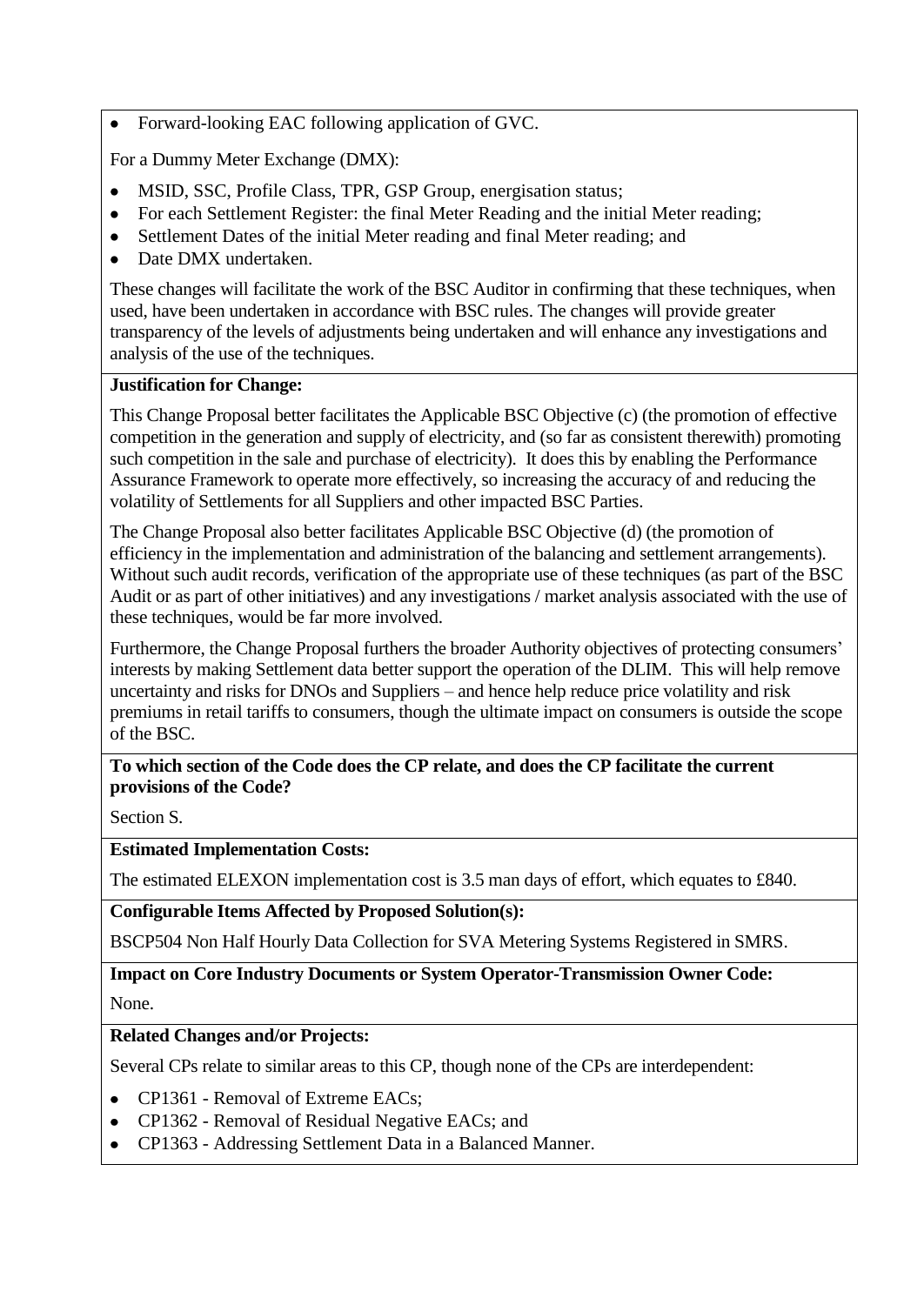- Forward-looking EAC following application of GVC.

For a Dummy Meter Exchange (DMX):

- MSID, SSC, Profile Class, TPR, GSP Group, energisation status;
- For each Settlement Register: the final Meter Reading and the initial Meter reading;
- Settlement Dates of the initial Meter reading and final Meter reading; and
- Date DMX undertaken.

These changes will facilitate the work of the BSC Auditor in confirming that these techniques, when used, have been undertaken in accordance with BSC rules. The changes will provide greater transparency of the levels of adjustments being undertaken and will enhance any investigations and analysis of the use of the techniques.

**Justification for Change:**

This Change Proposal better facilitates the Applicable BSC Objective (c) (the promotion of effective competition in the generation and supply of electricity, and (so far as consistent therewith) promoting such competition in the sale and purchase of electricity). It does this by enabling the Performance Assurance Framework to operate more effectively, so increasing the accuracy of and reducing the volatility of Settlements for all Suppliers and other impacted BSC Parties.

The Change Proposal also better facilitates Applicable BSC Objective (d) (the promotion of efficiency in the implementation and administration of the balancing and settlement arrangements). Without such audit records, verification of the appropriate use of these techniques (as part of the BSC Audit or as part of other initiatives) and any investigations / market analysis associated with the use of these techniques, would be far more involved.

Furthermore, the Change Proposal furthers the broader Authority objectives of protecting consumers' interests by making Settlement data better support the operation of the DLIM. This will help remove uncertainty and risks for DNOs and Suppliers – and hence help reduce price volatility and risk premiums in retail tariffs to consumers, though the ultimate impact on consumers is outside the scope of the BSC.

**To which section of the Code does the CP relate, and does the CP facilitate the current provisions of the Code?**

Section S.

**Estimated Implementation Costs:**

The estimated ELEXON implementation cost is 3.5 man days of effort, which equates to £840.

**Configurable Items Affected by Proposed Solution(s):**

BSCP504 Non Half Hourly Data Collection for SVA Metering Systems Registered in SMRS.

**Impact on Core Industry Documents or System Operator-Transmission Owner Code:**

None.

**Related Changes and/or Projects:**

Several CPs relate to similar areas to this CP, though none of the CPs are interdependent:

- CP1361 - Removal of Extreme EACs;
- CP1362 - Removal of Residual Negative EACs; and
- CP1363 - Addressing Settlement Data in a Balanced Manner.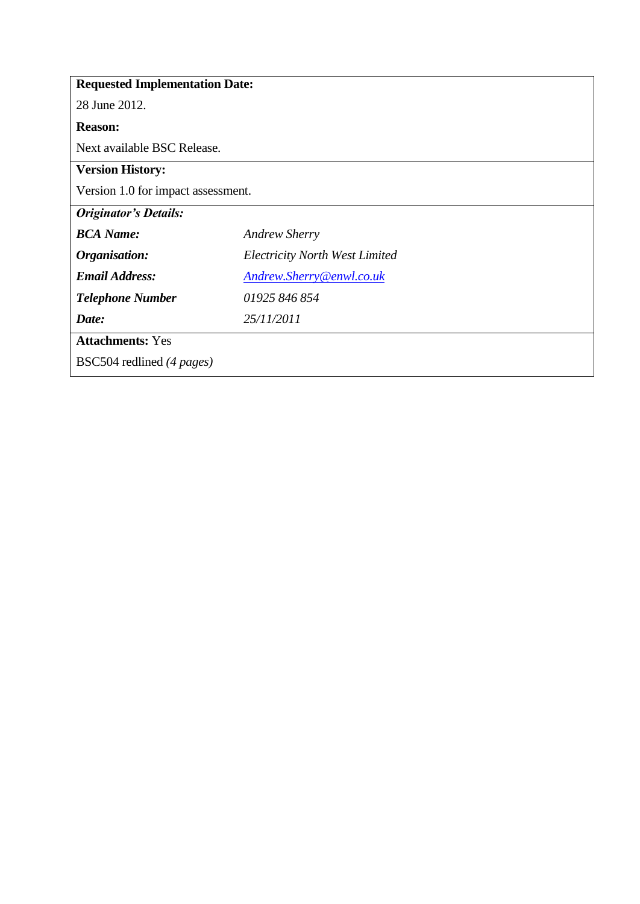**Requested Implementation Date:**

28 June 2012.

**Reason:**

Next available BSC Release.

**Version History:**

Version 1.0 for impact assessment.

***Originator's Details:***

| | |
|---|---|
| ***BCA Name:*** | *Andrew Sherry* |
| ***Organisation:*** | *Electricity North West Limited* |
| ***Email Address:*** | *Andrew.Sherry@enwl.co.uk* |
| ***Telephone Number*** | *01925 846 854* |
| ***Date:*** | *25/11/2011* |

**Attachments:** Yes

BSC504 redlined *(4 pages)*